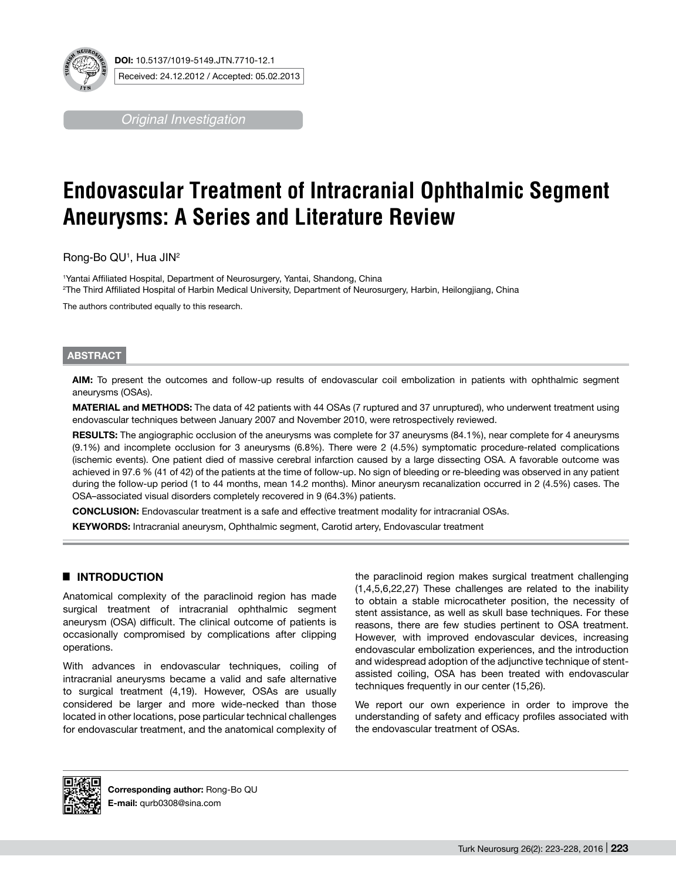DOI: 10.5137/1019-5149.JTN.7710-12.1

Received: 24.12.2012 / Accepted: 05.02.2013

*Original Investigation*

# Endovascular Treatment of Intracranial Ophthalmic Segment Aneurysms: A Series and Literature Review

Rong-Bo QU[1], Hua JIN[2]

[1]Yantai Affiliated Hospital, Department of Neurosurgery, Yantai, Shandong, China
[2]The Third Affiliated Hospital of Harbin Medical University, Department of Neurosurgery, Harbin, Heilongjiang, China

The authors contributed equally to this research.

## ABSTRACT

**AIM:** To present the outcomes and follow-up results of endovascular coil embolization in patients with ophthalmic segment aneurysms (OSAs).

**MATERIAL and METHODS:** The data of 42 patients with 44 OSAs (7 ruptured and 37 unruptured), who underwent treatment using endovascular techniques between January 2007 and November 2010, were retrospectively reviewed.

**RESULTS:** The angiographic occlusion of the aneurysms was complete for 37 aneurysms (84.1%), near complete for 4 aneurysms (9.1%) and incomplete occlusion for 3 aneurysms (6.8%). There were 2 (4.5%) symptomatic procedure-related complications (ischemic events). One patient died of massive cerebral infarction caused by a large dissecting OSA. A favorable outcome was achieved in 97.6 % (41 of 42) of the patients at the time of follow-up. No sign of bleeding or re-bleeding was observed in any patient during the follow-up period (1 to 44 months, mean 14.2 months). Minor aneurysm recanalization occurred in 2 (4.5%) cases. The OSA–associated visual disorders completely recovered in 9 (64.3%) patients.

**CONCLUSION:** Endovascular treatment is a safe and effective treatment modality for intracranial OSAs.

**KEYWORDS:** Intracranial aneurysm, Ophthalmic segment, Carotid artery, Endovascular treatment

## INTRODUCTION

Anatomical complexity of the paraclinoid region has made surgical treatment of intracranial ophthalmic segment aneurysm (OSA) difficult. The clinical outcome of patients is occasionally compromised by complications after clipping operations.

With advances in endovascular techniques, coiling of intracranial aneurysms became a valid and safe alternative to surgical treatment (4,19). However, OSAs are usually considered be larger and more wide-necked than those located in other locations, pose particular technical challenges for endovascular treatment, and the anatomical complexity of the paraclinoid region makes surgical treatment challenging (1,4,5,6,22,27) These challenges are related to the inability to obtain a stable microcatheter position, the necessity of stent assistance, as well as skull base techniques. For these reasons, there are few studies pertinent to OSA treatment. However, with improved endovascular devices, increasing endovascular embolization experiences, and the introduction and widespread adoption of the adjunctive technique of stent-assisted coiling, OSA has been treated with endovascular techniques frequently in our center (15,26).

We report our own experience in order to improve the understanding of safety and efficacy profiles associated with the endovascular treatment of OSAs.

**Corresponding author:** Rong-Bo QU
**E-mail:** qurb0308@sina.com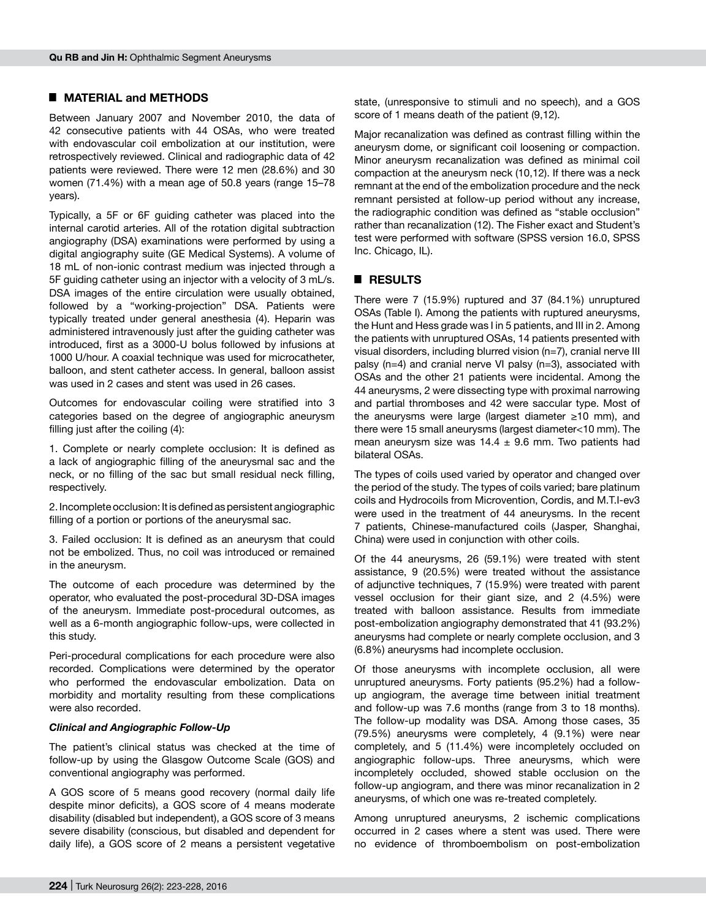## MATERIAL and METHODS

Between January 2007 and November 2010, the data of 42 consecutive patients with 44 OSAs, who were treated with endovascular coil embolization at our institution, were retrospectively reviewed. Clinical and radiographic data of 42 patients were reviewed. There were 12 men (28.6%) and 30 women (71.4%) with a mean age of 50.8 years (range 15–78 years).

Typically, a 5F or 6F guiding catheter was placed into the internal carotid arteries. All of the rotation digital subtraction angiography (DSA) examinations were performed by using a digital angiography suite (GE Medical Systems). A volume of 18 mL of non-ionic contrast medium was injected through a 5F guiding catheter using an injector with a velocity of 3 mL/s. DSA images of the entire circulation were usually obtained, followed by a "working-projection" DSA. Patients were typically treated under general anesthesia (4). Heparin was administered intravenously just after the guiding catheter was introduced, first as a 3000-U bolus followed by infusions at 1000 U/hour. A coaxial technique was used for microcatheter, balloon, and stent catheter access. In general, balloon assist was used in 2 cases and stent was used in 26 cases.

Outcomes for endovascular coiling were stratified into 3 categories based on the degree of angiographic aneurysm filling just after the coiling (4):

1. Complete or nearly complete occlusion: It is defined as a lack of angiographic filling of the aneurysmal sac and the neck, or no filling of the sac but small residual neck filling, respectively.

2. Incomplete occlusion: It is defined as persistent angiographic filling of a portion or portions of the aneurysmal sac.

3. Failed occlusion: It is defined as an aneurysm that could not be embolized. Thus, no coil was introduced or remained in the aneurysm.

The outcome of each procedure was determined by the operator, who evaluated the post-procedural 3D-DSA images of the aneurysm. Immediate post-procedural outcomes, as well as a 6-month angiographic follow-ups, were collected in this study.

Peri-procedural complications for each procedure were also recorded. Complications were determined by the operator who performed the endovascular embolization. Data on morbidity and mortality resulting from these complications were also recorded.

### *Clinical and Angiographic Follow-Up*

The patient's clinical status was checked at the time of follow-up by using the Glasgow Outcome Scale (GOS) and conventional angiography was performed.

A GOS score of 5 means good recovery (normal daily life despite minor deficits), a GOS score of 4 means moderate disability (disabled but independent), a GOS score of 3 means severe disability (conscious, but disabled and dependent for daily life), a GOS score of 2 means a persistent vegetative state, (unresponsive to stimuli and no speech), and a GOS score of 1 means death of the patient (9,12).

Major recanalization was defined as contrast filling within the aneurysm dome, or significant coil loosening or compaction. Minor aneurysm recanalization was defined as minimal coil compaction at the aneurysm neck (10,12). If there was a neck remnant at the end of the embolization procedure and the neck remnant persisted at follow-up period without any increase, the radiographic condition was defined as "stable occlusion" rather than recanalization (12). The Fisher exact and Student's test were performed with software (SPSS version 16.0, SPSS Inc. Chicago, IL).

## RESULTS

There were 7 (15.9%) ruptured and 37 (84.1%) unruptured OSAs (Table I). Among the patients with ruptured aneurysms, the Hunt and Hess grade was I in 5 patients, and III in 2. Among the patients with unruptured OSAs, 14 patients presented with visual disorders, including blurred vision (n=7), cranial nerve III palsy (n=4) and cranial nerve VI palsy (n=3), associated with OSAs and the other 21 patients were incidental. Among the 44 aneurysms, 2 were dissecting type with proximal narrowing and partial thromboses and 42 were saccular type. Most of the aneurysms were large (largest diameter ≥10 mm), and there were 15 small aneurysms (largest diameter<10 mm). The mean aneurysm size was 14.4 ± 9.6 mm. Two patients had bilateral OSAs.

The types of coils used varied by operator and changed over the period of the study. The types of coils varied; bare platinum coils and Hydrocoils from Microvention, Cordis, and M.T.I-ev3 were used in the treatment of 44 aneurysms. In the recent 7 patients, Chinese-manufactured coils (Jasper, Shanghai, China) were used in conjunction with other coils.

Of the 44 aneurysms, 26 (59.1%) were treated with stent assistance, 9 (20.5%) were treated without the assistance of adjunctive techniques, 7 (15.9%) were treated with parent vessel occlusion for their giant size, and 2 (4.5%) were treated with balloon assistance. Results from immediate post-embolization angiography demonstrated that 41 (93.2%) aneurysms had complete or nearly complete occlusion, and 3 (6.8%) aneurysms had incomplete occlusion.

Of those aneurysms with incomplete occlusion, all were unruptured aneurysms. Forty patients (95.2%) had a follow-up angiogram, the average time between initial treatment and follow-up was 7.6 months (range from 3 to 18 months). The follow-up modality was DSA. Among those cases, 35 (79.5%) aneurysms were completely, 4 (9.1%) were near completely, and 5 (11.4%) were incompletely occluded on angiographic follow-ups. Three aneurysms, which were incompletely occluded, showed stable occlusion on the follow-up angiogram, and there was minor recanalization in 2 aneurysms, of which one was re-treated completely.

Among unruptured aneurysms, 2 ischemic complications occurred in 2 cases where a stent was used. There were no evidence of thromboembolism on post-embolization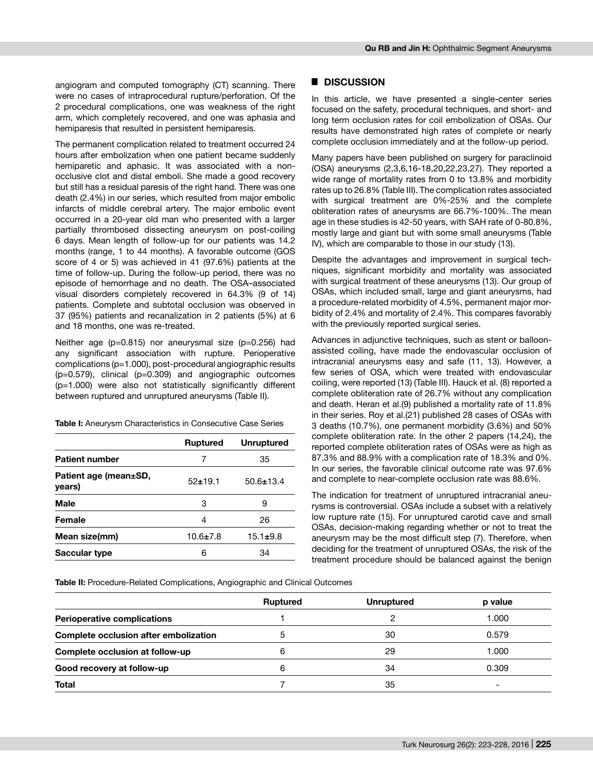angiogram and computed tomography (CT) scanning. There were no cases of intraprocedural rupture/perforation. Of the 2 procedural complications, one was weakness of the right arm, which completely recovered, and one was aphasia and hemiparesis that resulted in persistent hemiparesis.

The permanent complication related to treatment occurred 24 hours after embolization when one patient became suddenly hemiparetic and aphasic. It was associated with a non-occlusive clot and distal emboli. She made a good recovery but still has a residual paresis of the right hand. There was one death (2.4%) in our series, which resulted from major embolic infarcts of middle cerebral artery. The major embolic event occurred in a 20-year old man who presented with a larger partially thrombosed dissecting aneurysm on post-coiling 6 days. Mean length of follow-up for our patients was 14.2 months (range, 1 to 44 months). A favorable outcome (GOS score of 4 or 5) was achieved in 41 (97.6%) patients at the time of follow-up. During the follow-up period, there was no episode of hemorrhage and no death. The OSA–associated visual disorders completely recovered in 64.3% (9 of 14) patients. Complete and subtotal occlusion was observed in 37 (95%) patients and recanalization in 2 patients (5%) at 6 and 18 months, one was re-treated.

Neither age (p=0.815) nor aneurysmal size (p=0.256) had any significant association with rupture. Perioperative complications (p=1.000), post-procedural angiographic results (p=0.579), clinical (p=0.309) and angiographic outcomes (p=1.000) were also not statistically significantly different between ruptured and unruptured aneurysms (Table II).

**Table I:** Aneurysm Characteristics in Consecutive Case Series

| | Ruptured | Unruptured |
|---|---|---|
| **Patient number** | 7 | 35 |
| **Patient age (mean±SD, years)** | 52±19.1 | 50.6±13.4 |
| **Male** | 3 | 9 |
| **Female** | 4 | 26 |
| **Mean size(mm)** | 10.6±7.8 | 15.1±9.8 |
| **Saccular type** | 6 | 34 |

## DISCUSSION

In this article, we have presented a single-center series focused on the safety, procedural techniques, and short- and long term occlusion rates for coil embolization of OSAs. Our results have demonstrated high rates of complete or nearly complete occlusion immediately and at the follow-up period.

Many papers have been published on surgery for paraclinoid (OSA) aneurysms (2,3,6,16-18,20,22,23,27). They reported a wide range of mortality rates from 0 to 13.8% and morbidity rates up to 26.8% (Table III). The complication rates associated with surgical treatment are 0%-25% and the complete obliteration rates of aneurysms are 66.7%-100%. The mean age in these studies is 42-50 years, with SAH rate of 0-80.8%, mostly large and giant but with some small aneurysms (Table IV), which are comparable to those in our study (13).

Despite the advantages and improvement in surgical techniques, significant morbidity and mortality was associated with surgical treatment of these aneurysms (13). Our group of OSAs, which included small, large and giant aneurysms, had a procedure-related morbidity of 4.5%, permanent major morbidity of 2.4% and mortality of 2.4%. This compares favorably with the previously reported surgical series.

Advances in adjunctive techniques, such as stent or balloon-assisted coiling, have made the endovascular occlusion of intracranial aneurysms easy and safe (11, 13). However, a few series of OSA, which were treated with endovascular coiling, were reported (13) (Table III). Hauck et al. (8) reported a complete obliteration rate of 26.7% without any complication and death. Heran et al.(9) published a mortality rate of 11.8% in their series. Roy et al.(21) published 28 cases of OSAs with 3 deaths (10.7%), one permanent morbidity (3.6%) and 50% complete obliteration rate. In the other 2 papers (14,24), the reported complete obliteration rates of OSAs were as high as 87.3% and 88.9% with a complication rate of 18.3% and 0%. In our series, the favorable clinical outcome rate was 97.6% and complete to near-complete occlusion rate was 88.6%.

The indication for treatment of unruptured intracranial aneurysms is controversial. OSAs include a subset with a relatively low rupture rate (15). For unruptured carotid cave and small OSAs, decision-making regarding whether or not to treat the aneurysm may be the most difficult step (7). Therefore, when deciding for the treatment of unruptured OSAs, the risk of the treatment procedure should be balanced against the benign

**Table II:** Procedure-Related Complications, Angiographic and Clinical Outcomes

| | Ruptured | Unruptured | p value |
|---|---|---|---|
| **Perioperative complications** | 1 | 2 | 1.000 |
| **Complete occlusion after embolization** | 5 | 30 | 0.579 |
| **Complete occlusion at follow-up** | 6 | 29 | 1.000 |
| **Good recovery at follow-up** | 6 | 34 | 0.309 |
| **Total** | 7 | 35 | - |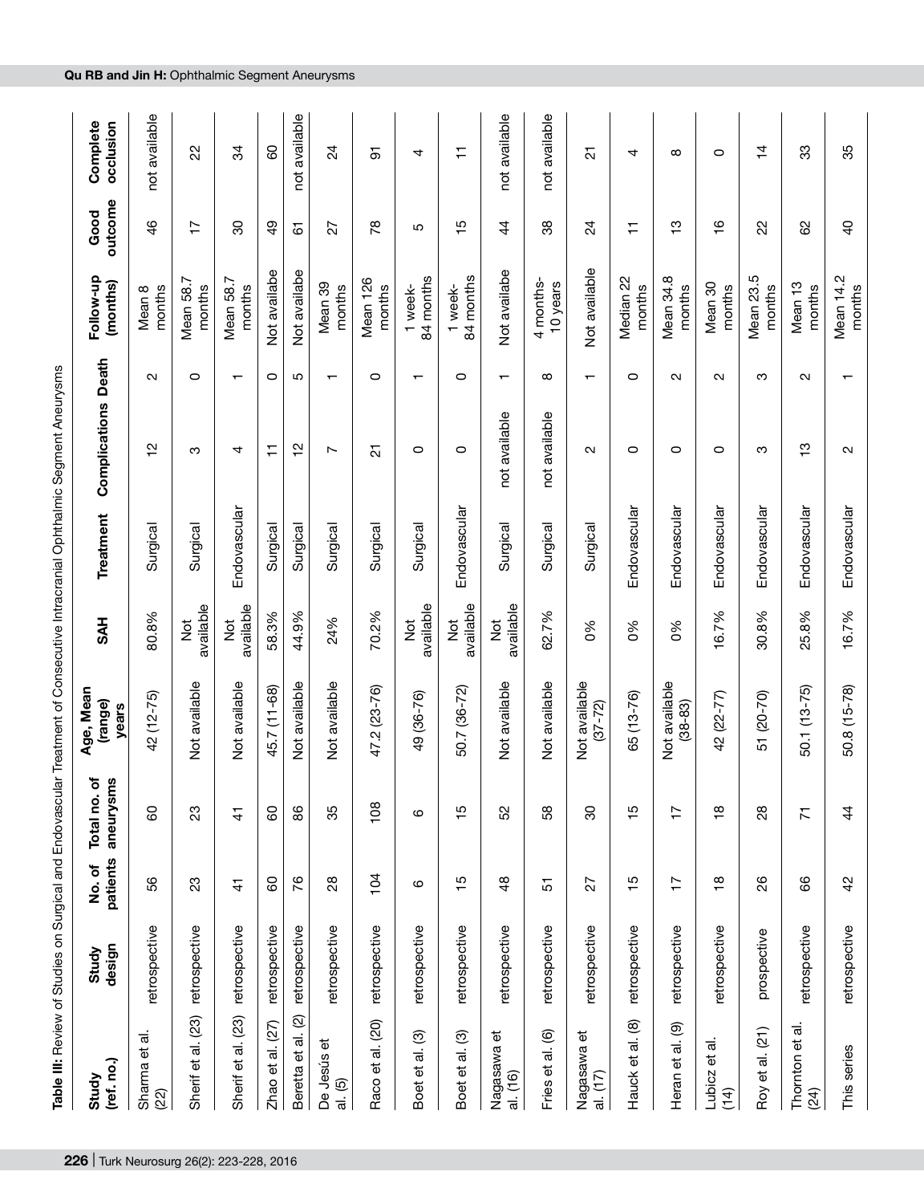**Table III:** Review of Studies on Surgical and Endovascular Treatment of Consecutive Intracranial Ophthalmic Segment Aneurysms

| Study (ref. no.) | Study design | No. of patients | Total no. of aneurysms | Age, Mean (range) years | SAH | Treatment | Complications | Death | Follow-up (months) | Good outcome | Complete occlusion |
|---|---|---|---|---|---|---|---|---|---|---|---|
| Sharma et al. (22) | retrospective | 56 | 60 | 42 (12-75) | 80.8% | Surgical | 12 | 2 | Mean 8 months | 46 | not available |
| Sherif et al. (23) | retrospective | 23 | 23 | Not available | Not available | Surgical | 3 | 0 | Mean 58.7 months | 17 | 22 |
| Sherif et al. (23) | retrospective | 41 | 41 | Not available | Not available | Endovascular | 4 | 1 | Mean 58.7 months | 30 | 34 |
| Zhao et al. (27) | retrospective | 60 | 60 | 45.7 (11-68) | 58.3% | Surgical | 11 | 0 | Not availabe | 49 | 60 |
| Beretta et al. (2) | retrospective | 76 | 86 | Not available | 44.9% | Surgical | 12 | 5 | Not availabe | 61 | not available |
| De Jesús et al. (5) | retrospective | 28 | 35 | Not available | 24% | Surgical | 7 | 1 | Mean 39 months | 27 | 24 |
| Raco et al. (20) | retrospective | 104 | 108 | 47.2 (23-76) | 70.2% | Surgical | 21 | 0 | Mean 126 months | 78 | 91 |
| Boet et al. (3) | retrospective | 6 | 6 | 49 (36-76) | Not available | Surgical | 0 | 1 | 1 week-84 months | 5 | 4 |
| Boet et al. (3) | retrospective | 15 | 15 | 50.7 (36-72) | Not available | Endovascular | 0 | 0 | 1 week-84 months | 15 | 11 |
| Nagasawa et al. (16) | retrospective | 48 | 52 | Not available | Not available | Surgical | not available | 1 | Not availabe | 44 | not available |
| Fries et al. (6) | retrospective | 51 | 58 | Not available | 62.7% | Surgical | not available | 8 | 4 months-10 years | 38 | not available |
| Nagasawa et al. (17) | retrospective | 27 | 30 | Not available (37-72) | 0% | Surgical | 2 | 1 | Not available | 24 | 21 |
| Hauck et al. (8) | retrospective | 15 | 15 | 65 (13-76) | 0% | Endovascular | 0 | 0 | Median 22 months | 11 | 4 |
| Heran et al. (9) | retrospective | 17 | 17 | Not available (38-83) | 0% | Endovascular | 0 | 2 | Mean 34.8 months | 13 | 8 |
| Lubicz et al. (14) | retrospective | 18 | 18 | 42 (22-77) | 16.7% | Endovascular | 0 | 2 | Mean 30 months | 16 | 0 |
| Roy et al. (21) | prospective | 26 | 28 | 51 (20-70) | 30.8% | Endovascular | 3 | 3 | Mean 23.5 months | 22 | 14 |
| Thornton et al. (24) | retrospective | 66 | 71 | 50.1 (13-75) | 25.8% | Endovascular | 13 | 2 | Mean 13 months | 62 | 33 |
| This series | retrospective | 42 | 44 | 50.8 (15-78) | 16.7% | Endovascular | 2 | 1 | Mean 14.2 months | 40 | 35 |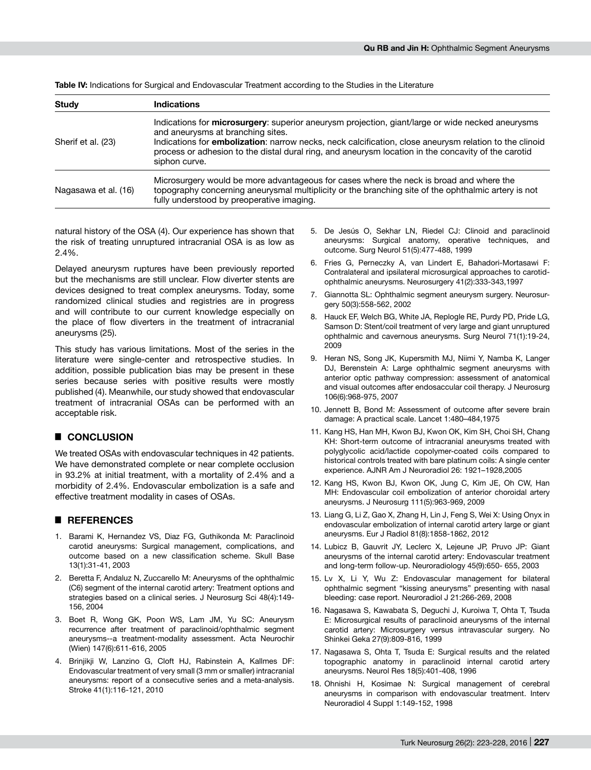**Table IV:** Indications for Surgical and Endovascular Treatment according to the Studies in the Literature

| Study | Indications |
|---|---|
| Sherif et al. (23) | Indications for **microsurgery**: superior aneurysm projection, giant/large or wide necked aneurysms and aneurysms at branching sites. Indications for **embolization**: narrow necks, neck calcification, close aneurysm relation to the clinoid process or adhesion to the distal dural ring, and aneurysm location in the concavity of the carotid siphon curve. |
| Nagasawa et al. (16) | Microsurgery would be more advantageous for cases where the neck is broad and where the topography concerning aneurysmal multiplicity or the branching site of the ophthalmic artery is not fully understood by preoperative imaging. |

natural history of the OSA (4). Our experience has shown that the risk of treating unruptured intracranial OSA is as low as 2.4%.

Delayed aneurysm ruptures have been previously reported but the mechanisms are still unclear. Flow diverter stents are devices designed to treat complex aneurysms. Today, some randomized clinical studies and registries are in progress and will contribute to our current knowledge especially on the place of flow diverters in the treatment of intracranial aneurysms (25).

This study has various limitations. Most of the series in the literature were single-center and retrospective studies. In addition, possible publication bias may be present in these series because series with positive results were mostly published (4). Meanwhile, our study showed that endovascular treatment of intracranial OSAs can be performed with an acceptable risk.

## CONCLUSION

We treated OSAs with endovascular techniques in 42 patients. We have demonstrated complete or near complete occlusion in 93.2% at initial treatment, with a mortality of 2.4% and a morbidity of 2.4%. Endovascular embolization is a safe and effective treatment modality in cases of OSAs.

## REFERENCES

1. Barami K, Hernandez VS, Diaz FG, Guthikonda M: Paraclinoid carotid aneurysms: Surgical management, complications, and outcome based on a new classification scheme. Skull Base 13(1):31-41, 2003
2. Beretta F, Andaluz N, Zuccarello M: Aneurysms of the ophthalmic (C6) segment of the internal carotid artery: Treatment options and strategies based on a clinical series. J Neurosurg Sci 48(4):149-156, 2004
3. Boet R, Wong GK, Poon WS, Lam JM, Yu SC: Aneurysm recurrence after treatment of paraclinoid/ophthalmic segment aneurysms--a treatment-modality assessment. Acta Neurochir (Wien) 147(6):611-616, 2005
4. Brinjikji W, Lanzino G, Cloft HJ, Rabinstein A, Kallmes DF: Endovascular treatment of very small (3 mm or smaller) intracranial aneurysms: report of a consecutive series and a meta-analysis. Stroke 41(1):116-121, 2010
5. De Jesús O, Sekhar LN, Riedel CJ: Clinoid and paraclinoid aneurysms: Surgical anatomy, operative techniques, and outcome. Surg Neurol 51(5):477-488, 1999
6. Fries G, Perneczky A, van Lindert E, Bahadori-Mortasawi F: Contralateral and ipsilateral microsurgical approaches to carotid-ophthalmic aneurysms. Neurosurgery 41(2):333-343,1997
7. Giannotta SL: Ophthalmic segment aneurysm surgery. Neurosurgery 50(3):558-562, 2002
8. Hauck EF, Welch BG, White JA, Replogle RE, Purdy PD, Pride LG, Samson D: Stent/coil treatment of very large and giant unruptured ophthalmic and cavernous aneurysms. Surg Neurol 71(1):19-24, 2009
9. Heran NS, Song JK, Kupersmith MJ, Niimi Y, Namba K, Langer DJ, Berenstein A: Large ophthalmic segment aneurysms with anterior optic pathway compression: assessment of anatomical and visual outcomes after endosaccular coil therapy. J Neurosurg 106(6):968-975, 2007
10. Jennett B, Bond M: Assessment of outcome after severe brain damage: A practical scale. Lancet 1:480–484,1975
11. Kang HS, Han MH, Kwon BJ, Kwon OK, Kim SH, Choi SH, Chang KH: Short-term outcome of intracranial aneurysms treated with polyglycolic acid/lactide copolymer-coated coils compared to historical controls treated with bare platinum coils: A single center experience. AJNR Am J Neuroradiol 26: 1921–1928,2005
12. Kang HS, Kwon BJ, Kwon OK, Jung C, Kim JE, Oh CW, Han MH: Endovascular coil embolization of anterior choroidal artery aneurysms. J Neurosurg 111(5):963-969, 2009
13. Liang G, Li Z, Gao X, Zhang H, Lin J, Feng S, Wei X: Using Onyx in endovascular embolization of internal carotid artery large or giant aneurysms. Eur J Radiol 81(8):1858-1862, 2012
14. Lubicz B, Gauvrit JY, Leclerc X, Lejeune JP, Pruvo JP: Giant aneurysms of the internal carotid artery: Endovascular treatment and long-term follow-up. Neuroradiology 45(9):650- 655, 2003
15. Lv X, Li Y, Wu Z: Endovascular management for bilateral ophthalmic segment "kissing aneurysms" presenting with nasal bleeding: case report. Neuroradiol J 21:266-269, 2008
16. Nagasawa S, Kawabata S, Deguchi J, Kuroiwa T, Ohta T, Tsuda E: Microsurgical results of paraclinoid aneurysms of the internal carotid artery: Microsurgery versus intravascular surgery. No Shinkei Geka 27(9):809-816, 1999
17. Nagasawa S, Ohta T, Tsuda E: Surgical results and the related topographic anatomy in paraclinoid internal carotid artery aneurysms. Neurol Res 18(5):401-408, 1996
18. Ohnishi H, Kosimae N: Surgical management of cerebral aneurysms in comparison with endovascular treatment. Interv Neuroradiol 4 Suppl 1:149-152, 1998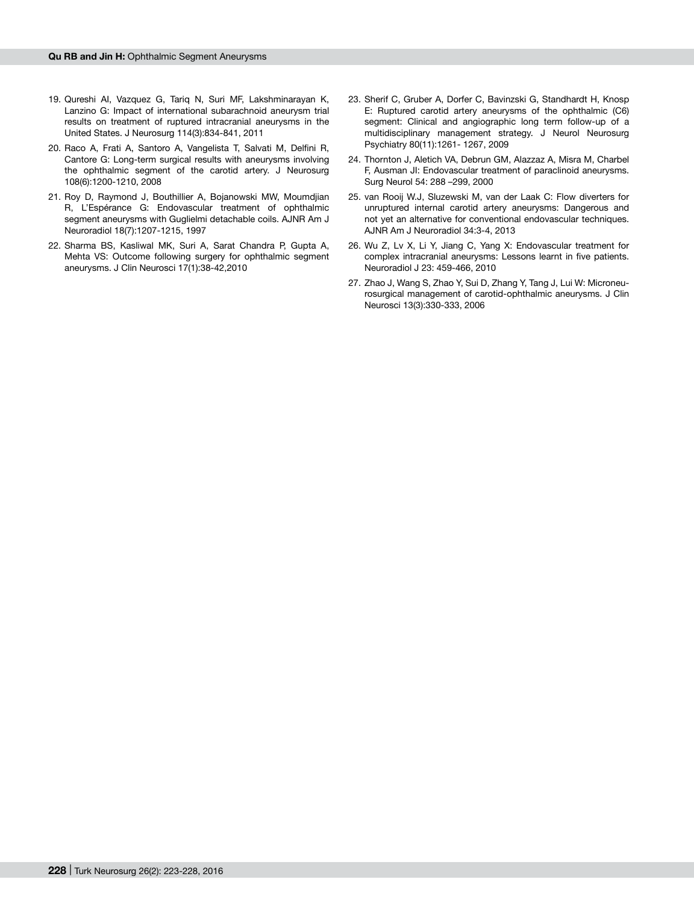19. Qureshi AI, Vazquez G, Tariq N, Suri MF, Lakshminarayan K, Lanzino G: Impact of international subarachnoid aneurysm trial results on treatment of ruptured intracranial aneurysms in the United States. J Neurosurg 114(3):834-841, 2011
20. Raco A, Frati A, Santoro A, Vangelista T, Salvati M, Delfini R, Cantore G: Long-term surgical results with aneurysms involving the ophthalmic segment of the carotid artery. J Neurosurg 108(6):1200-1210, 2008
21. Roy D, Raymond J, Bouthillier A, Bojanowski MW, Moumdjian R, L'Espérance G: Endovascular treatment of ophthalmic segment aneurysms with Guglielmi detachable coils. AJNR Am J Neuroradiol 18(7):1207-1215, 1997
22. Sharma BS, Kasliwal MK, Suri A, Sarat Chandra P, Gupta A, Mehta VS: Outcome following surgery for ophthalmic segment aneurysms. J Clin Neurosci 17(1):38-42,2010
23. Sherif C, Gruber A, Dorfer C, Bavinzski G, Standhardt H, Knosp E: Ruptured carotid artery aneurysms of the ophthalmic (C6) segment: Clinical and angiographic long term follow-up of a multidisciplinary management strategy. J Neurol Neurosurg Psychiatry 80(11):1261- 1267, 2009
24. Thornton J, Aletich VA, Debrun GM, Alazzaz A, Misra M, Charbel F, Ausman JI: Endovascular treatment of paraclinoid aneurysms. Surg Neurol 54: 288 –299, 2000
25. van Rooij W.J, Sluzewski M, van der Laak C: Flow diverters for unruptured internal carotid artery aneurysms: Dangerous and not yet an alternative for conventional endovascular techniques. AJNR Am J Neuroradiol 34:3-4, 2013
26. Wu Z, Lv X, Li Y, Jiang C, Yang X: Endovascular treatment for complex intracranial aneurysms: Lessons learnt in five patients. Neuroradiol J 23: 459-466, 2010
27. Zhao J, Wang S, Zhao Y, Sui D, Zhang Y, Tang J, Lui W: Microneurosurgical management of carotid-ophthalmic aneurysms. J Clin Neurosci 13(3):330-333, 2006